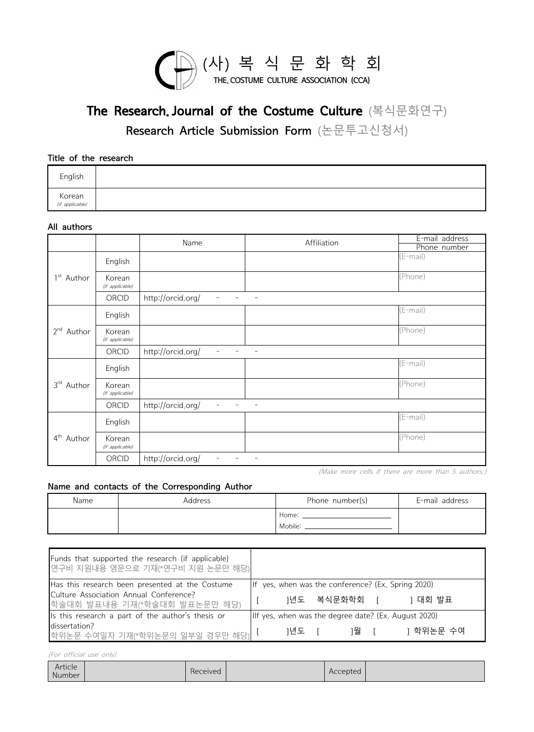(사) 복 식 문 화 학 회
THE. COSTUME CULTURE ASSOCIATION (CCA)

# The Research. Journal of the Costume Culture (복식문화연구)

## Research Article Submission Form (논문투고신청서)

**Title of the research**

| | |
|---|---|
| English | |
| Korean *(if applicable)* | |

**All authors**

| | | Name | Affiliation | E-mail address / Phone number |
|---|---|---|---|---|
| 1st Author | English | | | (E-mail) |
| | Korean *(if applicable)* | | | (Phone) |
| | ORCID | http://orcid.org/ - - - | | |
| 2nd Author | English | | | (E-mail) |
| | Korean *(if applicable)* | | | (Phone) |
| | ORCID | http://orcid.org/ - - - | | |
| 3rd Author | English | | | (E-mail) |
| | Korean *(if applicable)* | | | (Phone) |
| | ORCID | http://orcid.org/ - - - | | |
| 4th Author | English | | | (E-mail) |
| | Korean *(if applicable)* | | | (Phone) |
| | ORCID | http://orcid.org/ - - - | | |

*(Make more cells if there are more than 5 authors.)*

**Name and contacts of the Corresponding Author**

| Name | Address | Phone number(s) | E-mail address |
|---|---|---|---|
| | | Home: ______ Mobile: ______ | |

| | |
|---|---|
| Funds that supported the research (if applicable) 연구비 지원내용 영문으로 기재(*연구비 지원 논문만 해당) | |
| Has this research been presented at the Costume Culture Association Annual Conference? 학술대회 발표내용 기재(*학술대회 발표논문만 해당) | If yes, when was the conference? (Ex. Spring 2020) [ ]년도 복식문화학회 [ ] 대회 발표 |
| Is this research a part of the author's thesis or dissertation? 학위논문 수여일자 기재(*학위논문의 일부일 경우만 해당) | IIf yes, when was the degree date? (Ex. August 2020) [ ]년도 [ ]월 [ ] 학위논문 수여 |

*(For official use only)*

| Article Number | | Received | | Accepted | |
|---|---|---|---|---|---|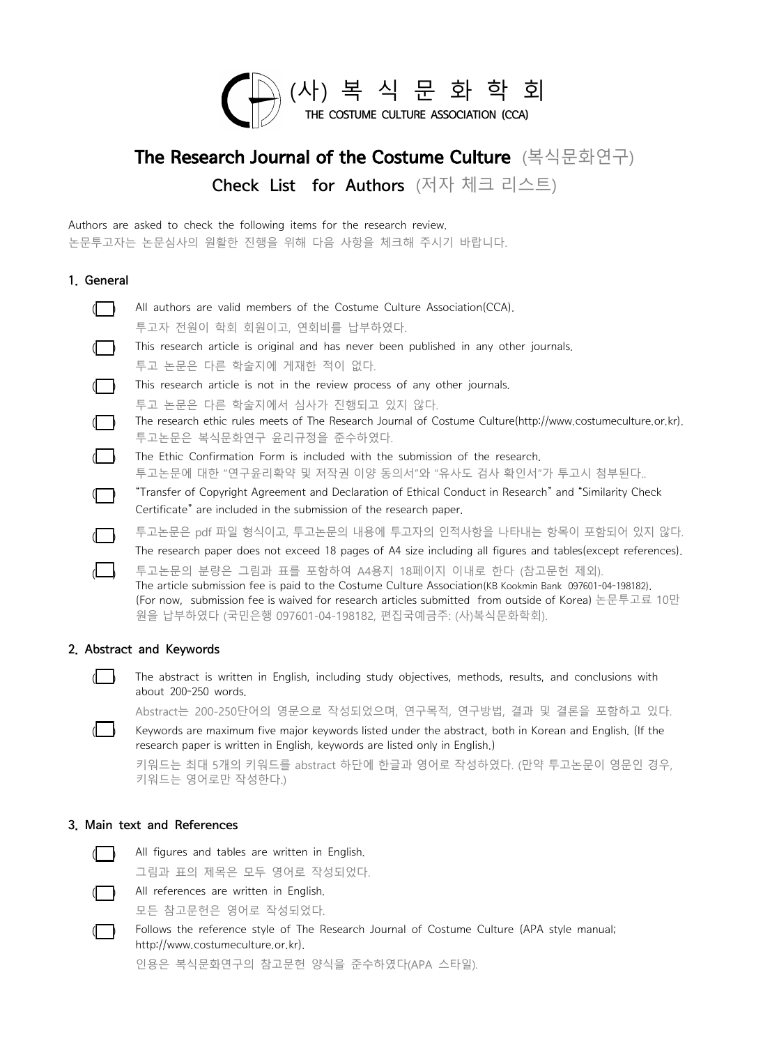(사) 복 식 문 화 학 회

THE COSTUME CULTURE ASSOCIATION (CCA)

# The Research Journal of the Costume Culture (복식문화연구)

## Check List for Authors (저자 체크 리스트)

Authors are asked to check the following items for the research review.

논문투고자는 논문심사의 원활한 진행을 위해 다음 사항을 체크해 주시기 바랍니다.

### 1. General

( ) All authors are valid members of the Costume Culture Association(CCA).
투고자 전원이 학회 회원이고, 연회비를 납부하였다.

( ) This research article is original and has never been published in any other journals.
투고 논문은 다른 학술지에 게재한 적이 없다.

( ) This research article is not in the review process of any other journals.
투고 논문은 다른 학술지에서 심사가 진행되고 있지 않다.

( ) The research ethic rules meets of The Research Journal of Costume Culture(http://www.costumeculture.or.kr).
투고논문은 복식문화연구 윤리규정을 준수하였다.

( ) The Ethic Confirmation Form is included with the submission of the research.
투고논문에 대한 "연구윤리확약 및 저작권 이양 동의서"와 "유사도 검사 확인서"가 투고시 첨부된다..

( ) "Transfer of Copyright Agreement and Declaration of Ethical Conduct in Research" and "Similarity Check Certificate" are included in the submission of the research paper.

( ) 투고논문은 pdf 파일 형식이고, 투고논문의 내용에 투고자의 인적사항을 나타내는 항목이 포함되어 있지 않다.
The research paper does not exceed 18 pages of A4 size including all figures and tables(except references).

( ) 투고논문의 분량은 그림과 표를 포함하여 A4용지 18페이지 이내로 한다 (참고문헌 제외).
The article submission fee is paid to the Costume Culture Association(KB Kookmin Bank 097601-04-198182).
(For now, submission fee is waived for research articles submitted from outside of Korea) 논문투고료 10만원을 납부하였다 (국민은행 097601-04-198182, 편집국예금주: (사)복식문화학회).

### 2. Abstract and Keywords

( ) The abstract is written in English, including study objectives, methods, results, and conclusions with about 200-250 words.
Abstract는 200-250단어의 영문으로 작성되었으며, 연구목적, 연구방법, 결과 및 결론을 포함하고 있다.

( ) Keywords are maximum five major keywords listed under the abstract, both in Korean and English. (If the research paper is written in English, keywords are listed only in English.)
키워드는 최대 5개의 키워드를 abstract 하단에 한글과 영어로 작성하였다. (만약 투고논문이 영문인 경우, 키워드는 영어로만 작성한다.)

### 3. Main text and References

( ) All figures and tables are written in English.
그림과 표의 제목은 모두 영어로 작성되었다.

( ) All references are written in English.
모든 참고문헌은 영어로 작성되었다.

( ) Follows the reference style of The Research Journal of Costume Culture (APA style manual; http://www.costumeculture.or.kr).
인용은 복식문화연구의 참고문헌 양식을 준수하였다(APA 스타일).